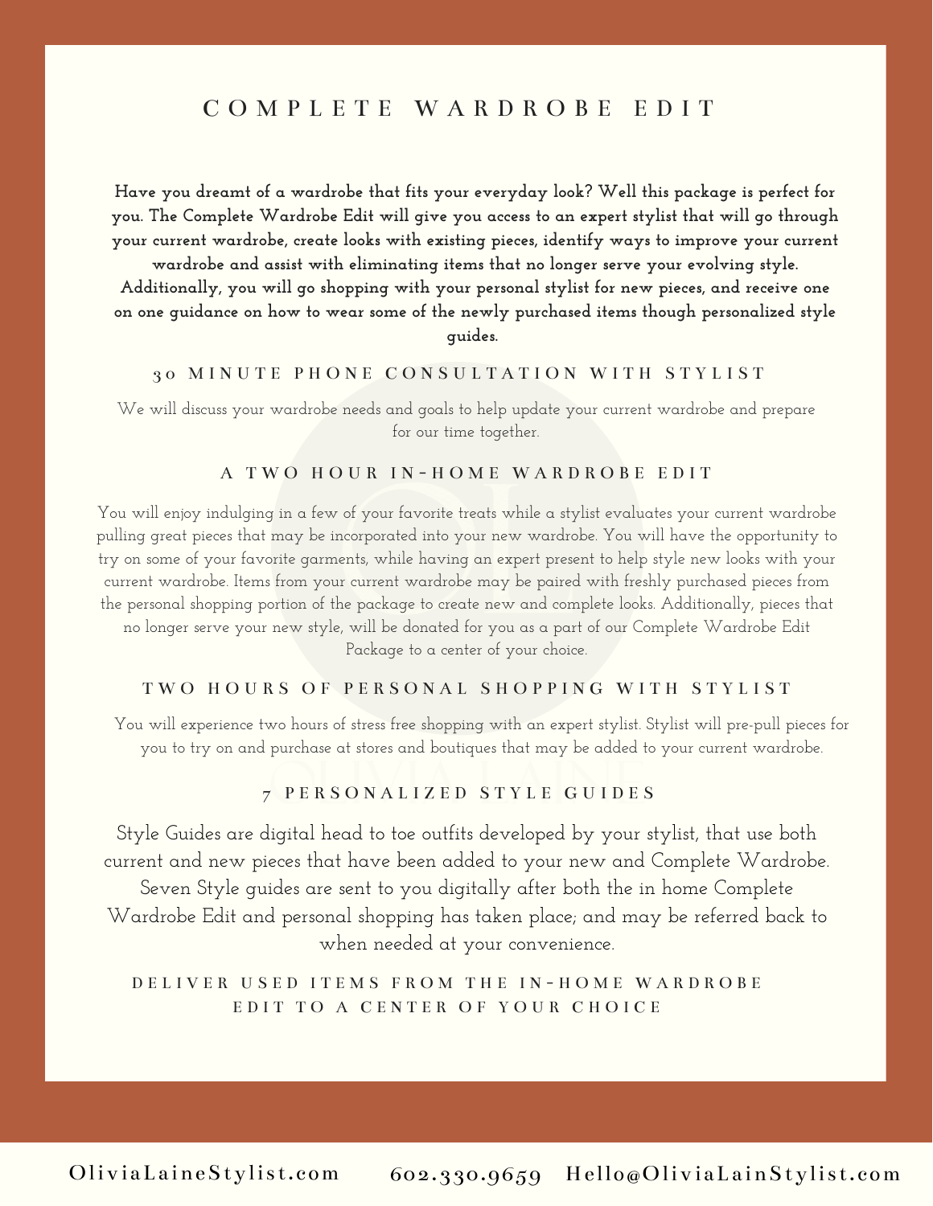# COMPLETE WARDROBE EDIT

**Have you dreamt of a wardrobe that fits your everyday look? Well this package is perfect for you. The Complete Wardrobe Edit will give you access to an expert stylist that will go through your current wardrobe, create looks with existing pieces, identify ways to improve your current wardrobe and assist with eliminating items that no longer serve your evolving style. Additionally, you will go shopping with your personal stylist for new pieces, and receive one on one guidance on how to wear some of the newly purchased items though personalized style guides.**

## 30 MINUTE PHONE CONSULTATION WITH STYLIST

We will discuss your wardrobe needs and goals to help update your current wardrobe and prepare for our time together.

## A TWO HOUR IN-HOME WARDROBE EDIT

You will enjoy indulging in a few of your favorite treats while a stylist evaluates your current wardrobe pulling great pieces that may be incorporated into your new wardrobe. You will have the opportunity to try on some of your favorite garments, while having an expert present to help style new looks with your current wardrobe. Items from your current wardrobe may be paired with freshly purchased pieces from the personal shopping portion of the package to create new and complete looks. Additionally, pieces that no longer serve your new style, will be donated for you as a part of our Complete Wardrobe Edit Package to a center of your choice.

## TWO HOURS OF PERSONAL SHOPPING WITH STYLIST

You will experience two hours of stress free shopping with an expert stylist. Stylist will pre-pull pieces for you to try on and purchase at stores and boutiques that may be added to your current wardrobe.

## 7 PERSONALIZED STYLE GUIDES

Style Guides are digital head to toe outfits developed by your stylist, that use both current and new pieces that have been added to your new and Complete Wardrobe. Seven Style guides are sent to you digitally after both the in home Complete Wardrobe Edit and personal shopping has taken place; and may be referred back to when needed at your convenience.

## DELIVER USED ITEMS FROM THE IN-HOME WARDROBE EDIT TO A CENTER OF YOUR CHOICE

OliviaLaineStylist.com 602.330.9659 Hello@OliviaLainStylist.com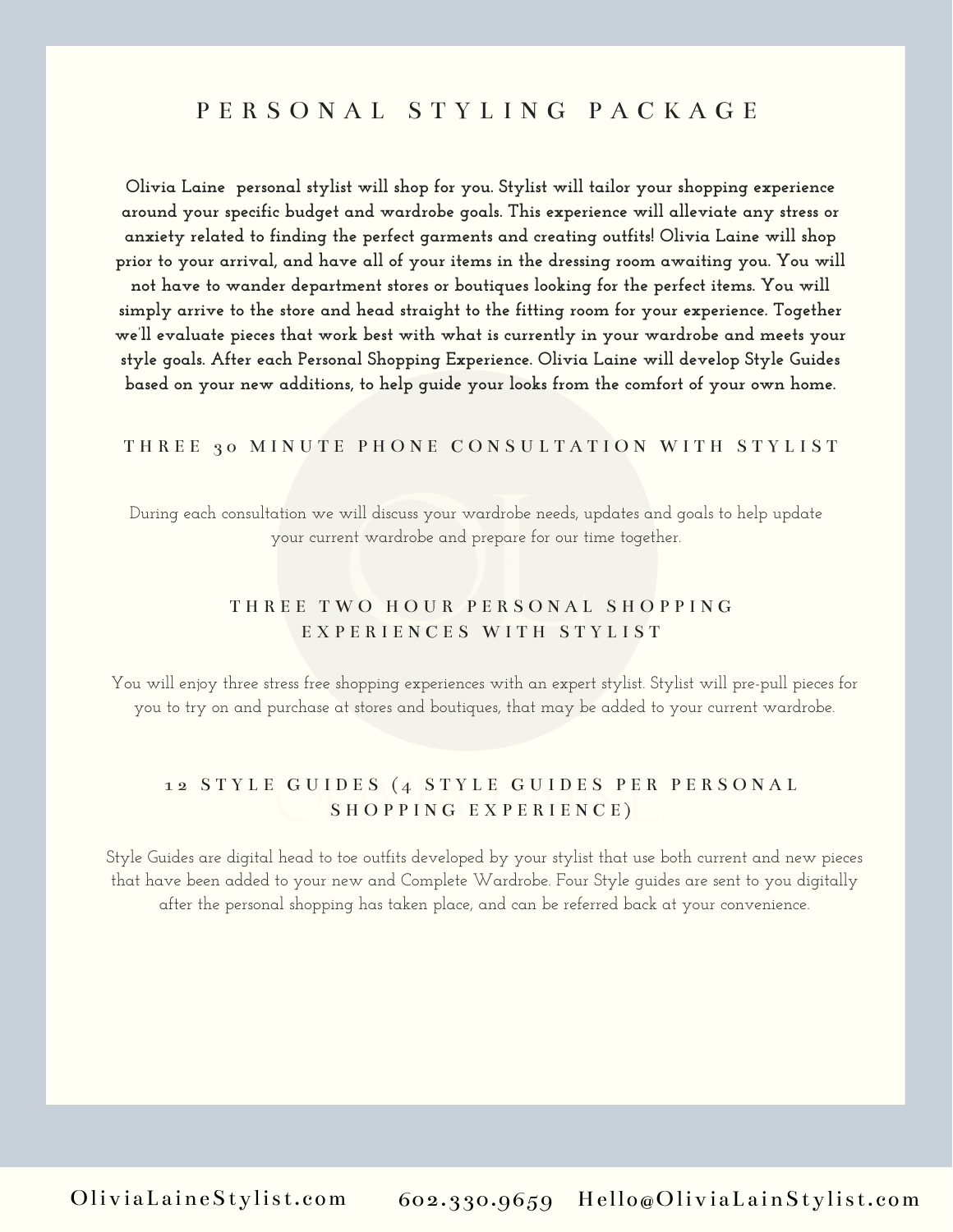# PERSONAL STYLING PACKAGE

**Olivia Laine personal stylist will shop for you. Stylist will tailor your shopping experience around your specific budget and wardrobe goals. This experience will alleviate any stress or anxiety related to finding the perfect garments and creating outfits! Olivia Laine will shop prior to your arrival, and have all of your items in the dressing room awaiting you. You will not have to wander department stores or boutiques looking for the perfect items. You will simply arrive to the store and head straight to the fitting room for your experience. Together we'll evaluate pieces that work best with what is currently in your wardrobe and meets your style goals. After each Personal Shopping Experience. Olivia Laine will develop Style Guides based on your new additions, to help guide your looks from the comfort of your own home.**

## THREE 30 MINUTE PHONE CONSULTATION WITH STYLIST

During each consultation we will discuss your wardrobe needs, updates and goals to help update your current wardrobe and prepare for our time together.

## THREE TWO HOUR PERSONAL SHOPPING EXPERIENCES WITH STYLIST

You will enjoy three stress free shopping experiences with an expert stylist. Stylist will pre-pull pieces for you to try on and purchase at stores and boutiques, that may be added to your current wardrobe.

## 12 STYLE GUIDES (4 STYLE GUIDES PER PERSONAL SHOPPING EXPERIENCE)

Style Guides are digital head to toe outfits developed by your stylist that use both current and new pieces that have been added to your new and Complete Wardrobe. Four Style guides are sent to you digitally after the personal shopping has taken place, and can be referred back at your convenience.

OliviaLaineStylist.com 602.330.9659 Hello@OliviaLainStylist.com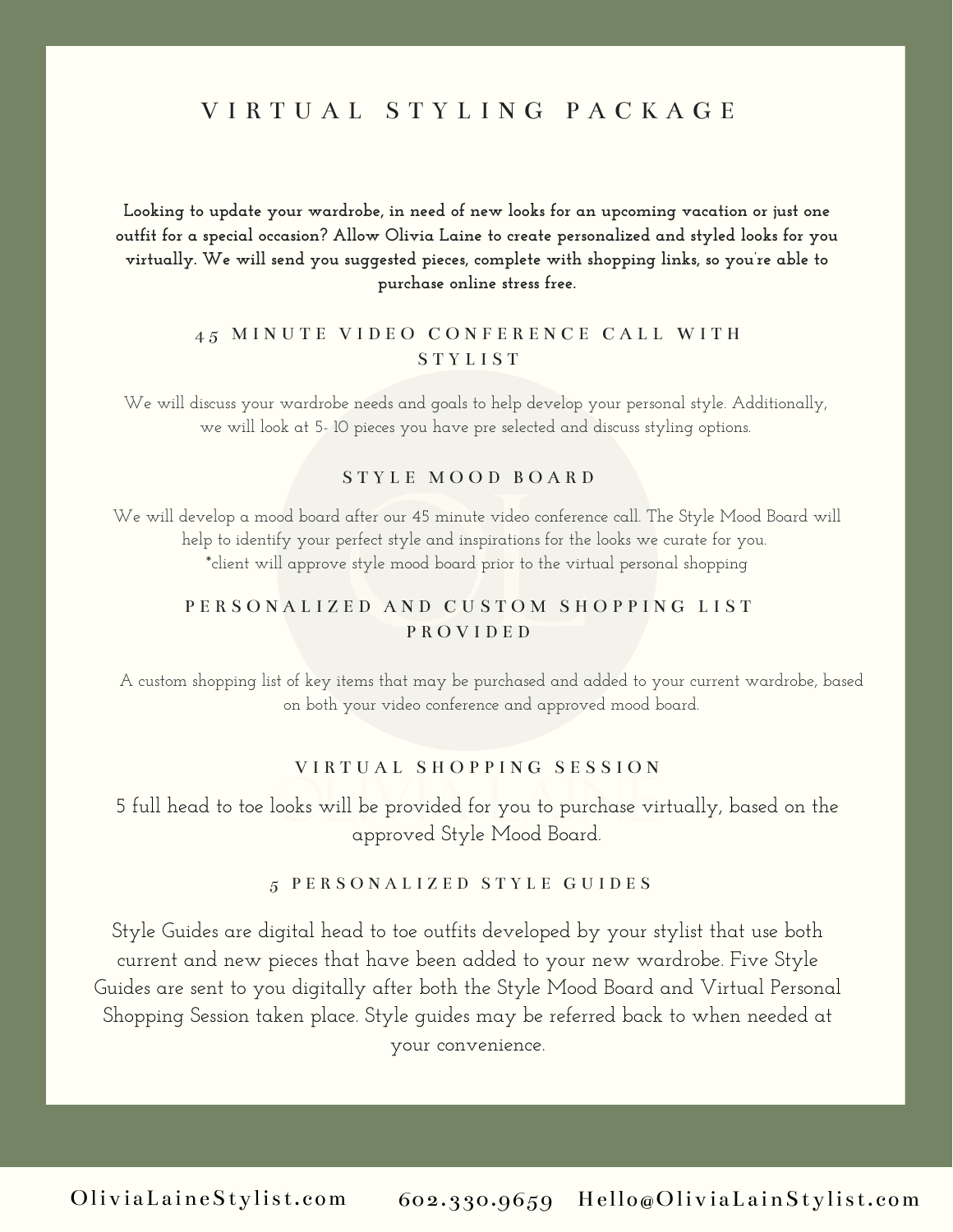# VIRTUAL STYLING PACKAGE

**Looking to update your wardrobe, in need of new looks for an upcoming vacation or just one outfit for a special occasion? Allow Olivia Laine to create personalized and styled looks for you virtually. We will send you suggested pieces, complete with shopping links, so you're able to purchase online stress free.**

## 45 MINUTE VIDEO CONFERENCE CALL WITH STYLIST

We will discuss your wardrobe needs and goals to help develop your personal style. Additionally, we will look at 5- 10 pieces you have pre selected and discuss styling options.

## STYLE MOOD BOARD

We will develop a mood board after our 45 minute video conference call. The Style Mood Board will help to identify your perfect style and inspirations for the looks we curate for you.
*client will approve style mood board prior to the virtual personal shopping

## PERSONALIZED AND CUSTOM SHOPPING LIST PROVIDED

A custom shopping list of key items that may be purchased and added to your current wardrobe, based on both your video conference and approved mood board.

## VIRTUAL SHOPPING SESSION

5 full head to toe looks will be provided for you to purchase virtually, based on the approved Style Mood Board.

## 5 PERSONALIZED STYLE GUIDES

Style Guides are digital head to toe outfits developed by your stylist that use both current and new pieces that have been added to your new wardrobe. Five Style Guides are sent to you digitally after both the Style Mood Board and Virtual Personal Shopping Session taken place. Style guides may be referred back to when needed at your convenience.

OliviaLaineStylist.com 602.330.9659 Hello@OliviaLainStylist.com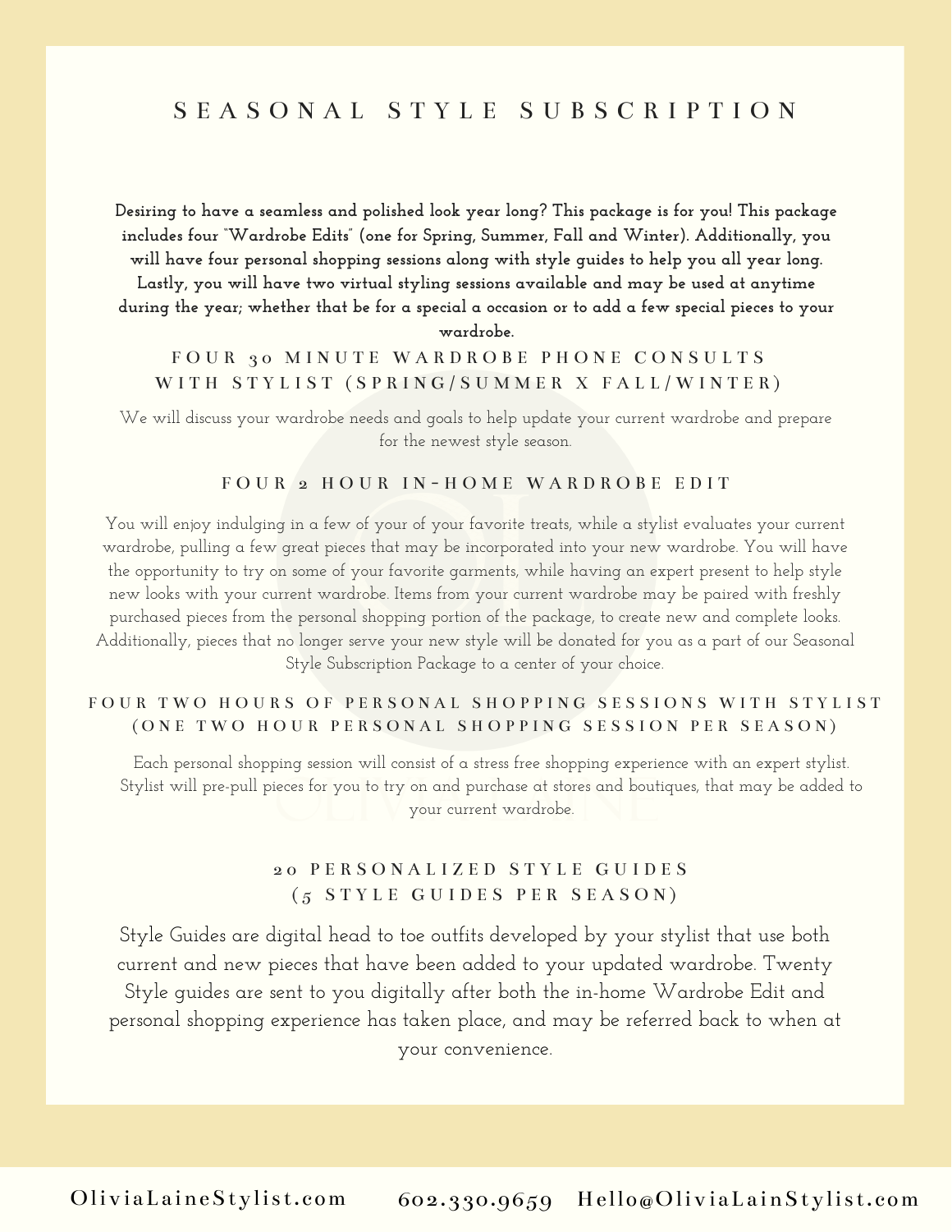# SEASONAL STYLE SUBSCRIPTION

**Desiring to have a seamless and polished look year long? This package is for you! This package includes four "Wardrobe Edits" (one for Spring, Summer, Fall and Winter). Additionally, you will have four personal shopping sessions along with style guides to help you all year long. Lastly, you will have two virtual styling sessions available and may be used at anytime during the year; whether that be for a special a occasion or to add a few special pieces to your wardrobe.**

## FOUR 30 MINUTE WARDROBE PHONE CONSULTS WITH STYLIST (SPRING/SUMMER X FALL/WINTER)

We will discuss your wardrobe needs and goals to help update your current wardrobe and prepare for the newest style season.

## FOUR 2 HOUR IN-HOME WARDROBE EDIT

You will enjoy indulging in a few of your of your favorite treats, while a stylist evaluates your current wardrobe, pulling a few great pieces that may be incorporated into your new wardrobe. You will have the opportunity to try on some of your favorite garments, while having an expert present to help style new looks with your current wardrobe. Items from your current wardrobe may be paired with freshly purchased pieces from the personal shopping portion of the package, to create new and complete looks. Additionally, pieces that no longer serve your new style will be donated for you as a part of our Seasonal Style Subscription Package to a center of your choice.

## FOUR TWO HOURS OF PERSONAL SHOPPING SESSIONS WITH STYLIST (ONE TWO HOUR PERSONAL SHOPPING SESSION PER SEASON)

Each personal shopping session will consist of a stress free shopping experience with an expert stylist. Stylist will pre-pull pieces for you to try on and purchase at stores and boutiques, that may be added to your current wardrobe.

## 20 PERSONALIZED STYLE GUIDES (5 STYLE GUIDES PER SEASON)

Style Guides are digital head to toe outfits developed by your stylist that use both current and new pieces that have been added to your updated wardrobe. Twenty Style guides are sent to you digitally after both the in-home Wardrobe Edit and personal shopping experience has taken place, and may be referred back to when at your convenience.

OliviaLaineStylist.com 602.330.9659 Hello@OliviaLainStylist.com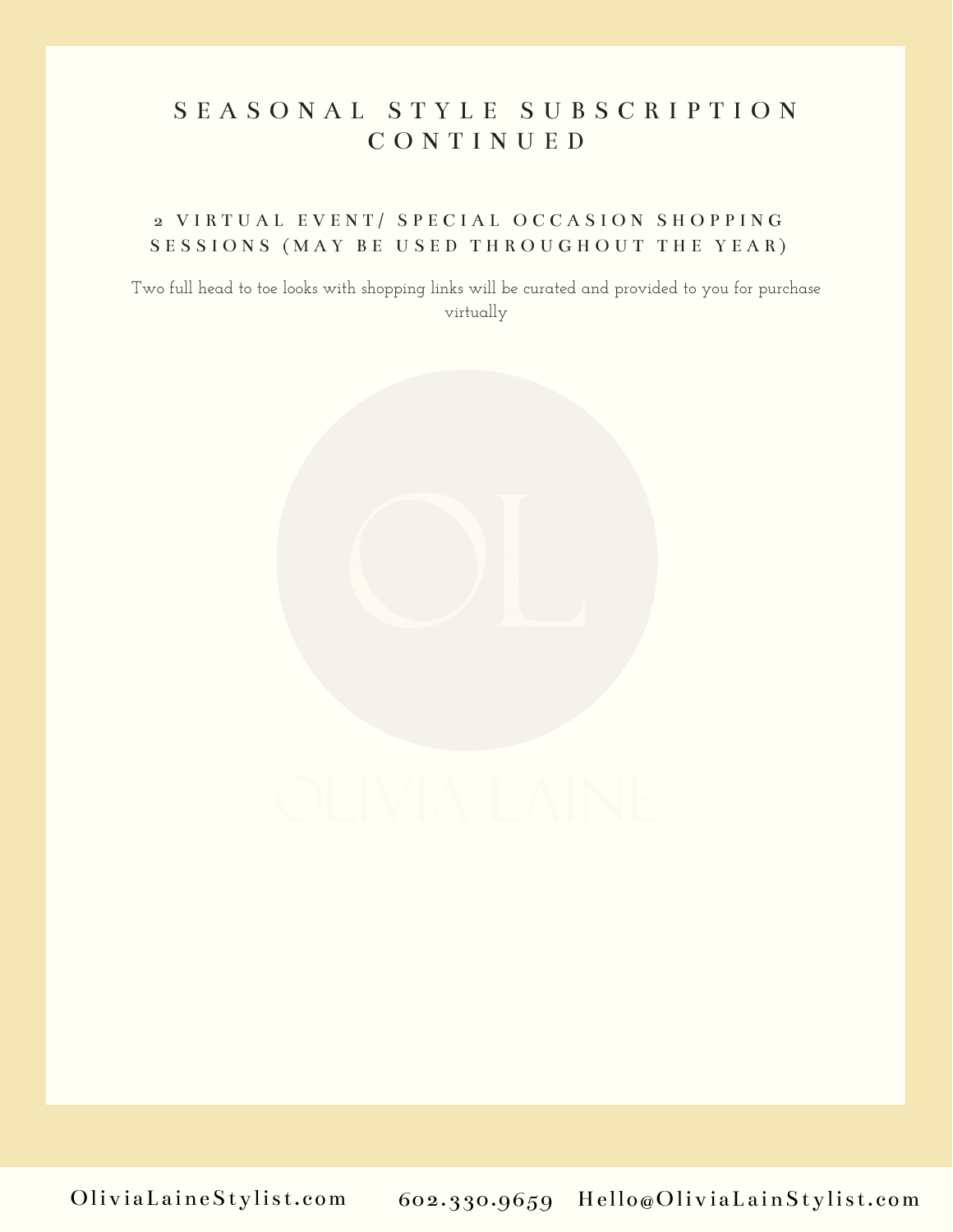# SEASONAL STYLE SUBSCRIPTION CONTINUED

## 2 VIRTUAL EVENT/ SPECIAL OCCASION SHOPPING SESSIONS (MAY BE USED THROUGHOUT THE YEAR)

Two full head to toe looks with shopping links will be curated and provided to you for purchase virtually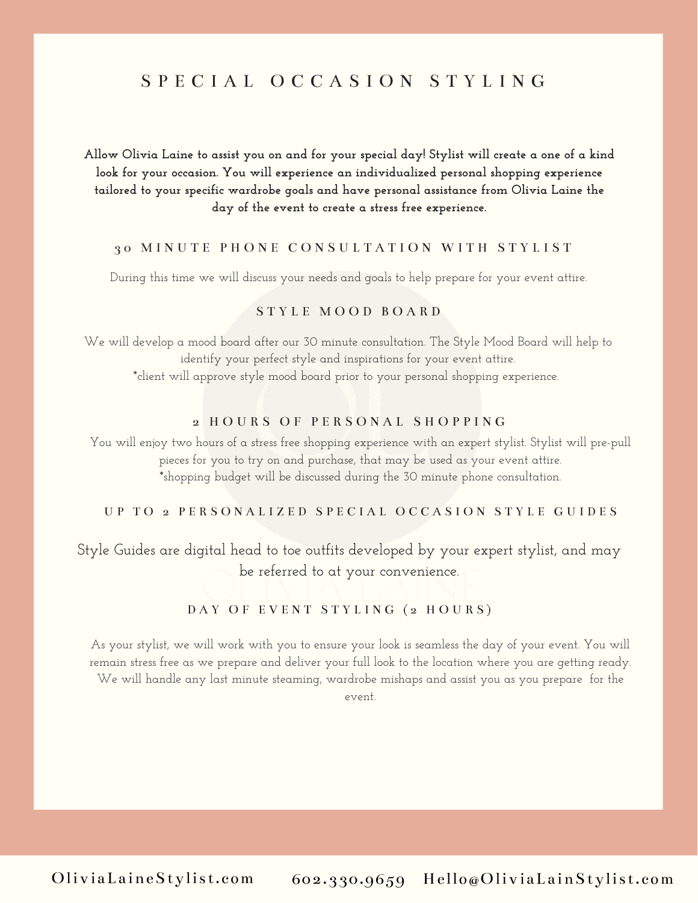# SPECIAL OCCASION STYLING

**Allow Olivia Laine to assist you on and for your special day! Stylist will create a one of a kind look for your occasion. You will experience an individualized personal shopping experience tailored to your specific wardrobe goals and have personal assistance from Olivia Laine the day of the event to create a stress free experience.**

## 30 MINUTE PHONE CONSULTATION WITH STYLIST

During this time we will discuss your needs and goals to help prepare for your event attire.

## STYLE MOOD BOARD

We will develop a mood board after our 30 minute consultation. The Style Mood Board will help to identify your perfect style and inspirations for your event attire.
*client will approve style mood board prior to your personal shopping experience.

## 2 HOURS OF PERSONAL SHOPPING

You will enjoy two hours of a stress free shopping experience with an expert stylist. Stylist will pre-pull pieces for you to try on and purchase, that may be used as your event attire.
*shopping budget will be discussed during the 30 minute phone consultation.

## UP TO 2 PERSONALIZED SPECIAL OCCASION STYLE GUIDES

Style Guides are digital head to toe outfits developed by your expert stylist, and may be referred to at your convenience.

## DAY OF EVENT STYLING (2 HOURS)

As your stylist, we will work with you to ensure your look is seamless the day of your event. You will remain stress free as we prepare and deliver your full look to the location where you are getting ready. We will handle any last minute steaming, wardrobe mishaps and assist you as you prepare for the event.

OliviaLaineStylist.com 602.330.9659 Hello@OliviaLainStylist.com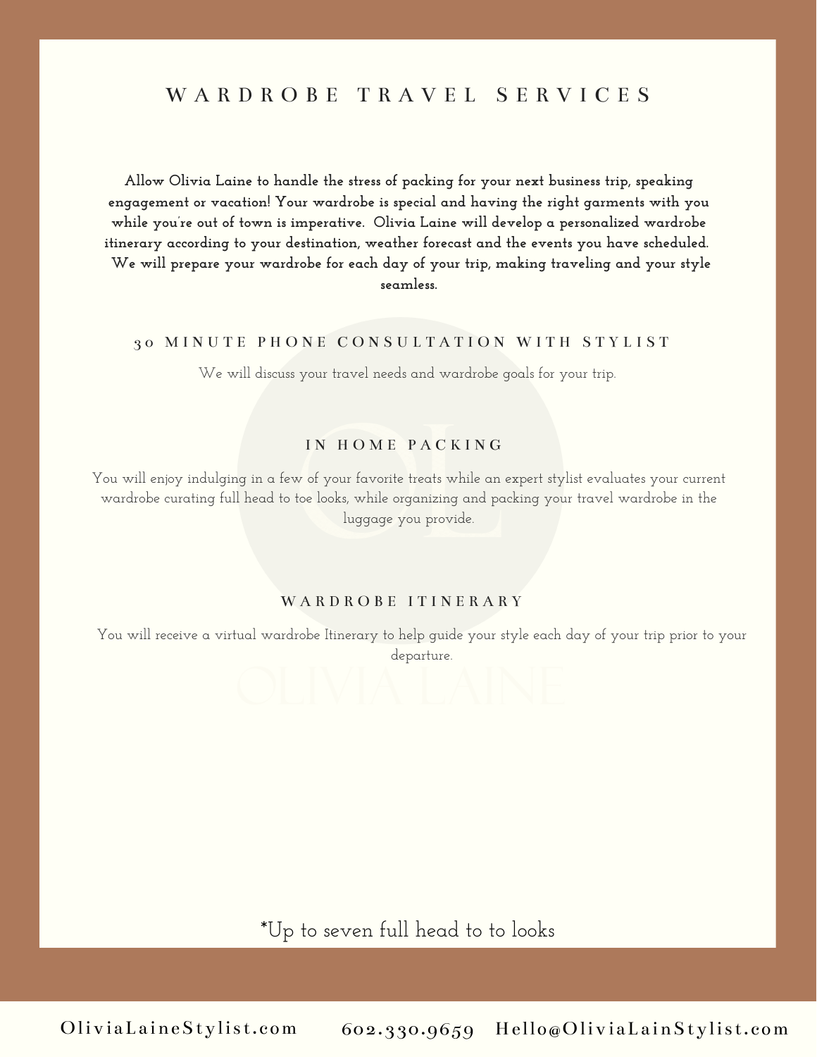# WARDROBE TRAVEL SERVICES

**Allow Olivia Laine to handle the stress of packing for your next business trip, speaking engagement or vacation! Your wardrobe is special and having the right garments with you while you're out of town is imperative. Olivia Laine will develop a personalized wardrobe itinerary according to your destination, weather forecast and the events you have scheduled. We will prepare your wardrobe for each day of your trip, making traveling and your style seamless.**

## 30 MINUTE PHONE CONSULTATION WITH STYLIST

We will discuss your travel needs and wardrobe goals for your trip.

## IN HOME PACKING

You will enjoy indulging in a few of your favorite treats while an expert stylist evaluates your current wardrobe curating full head to toe looks, while organizing and packing your travel wardrobe in the luggage you provide.

## WARDROBE ITINERARY

You will receive a virtual wardrobe Itinerary to help guide your style each day of your trip prior to your departure.

*Up to seven full head to to looks

OliviaLaineStylist.com 602.330.9659 Hello@OliviaLainStylist.com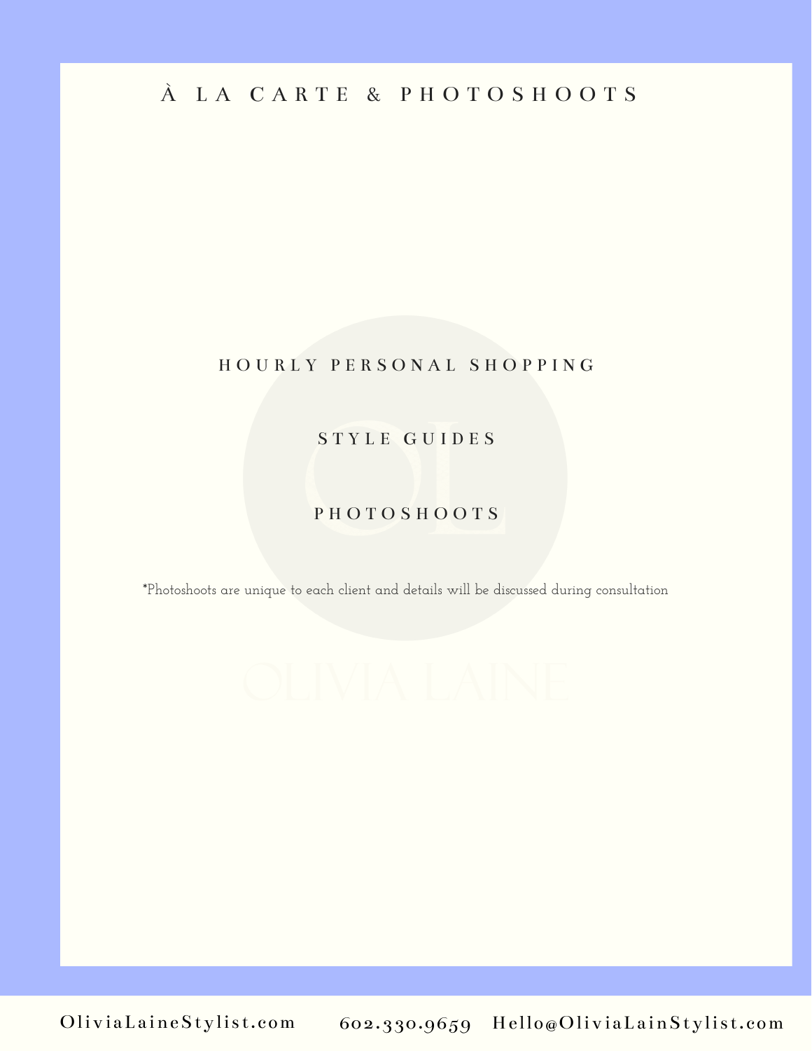# À LA CARTE & PHOTOSHOOTS

HOURLY PERSONAL SHOPPING

STYLE GUIDES

PHOTOSHOOTS

*Photoshoots are unique to each client and details will be discussed during consultation

OliviaLaineStylist.com   602.330.9659   Hello@OliviaLainStylist.com